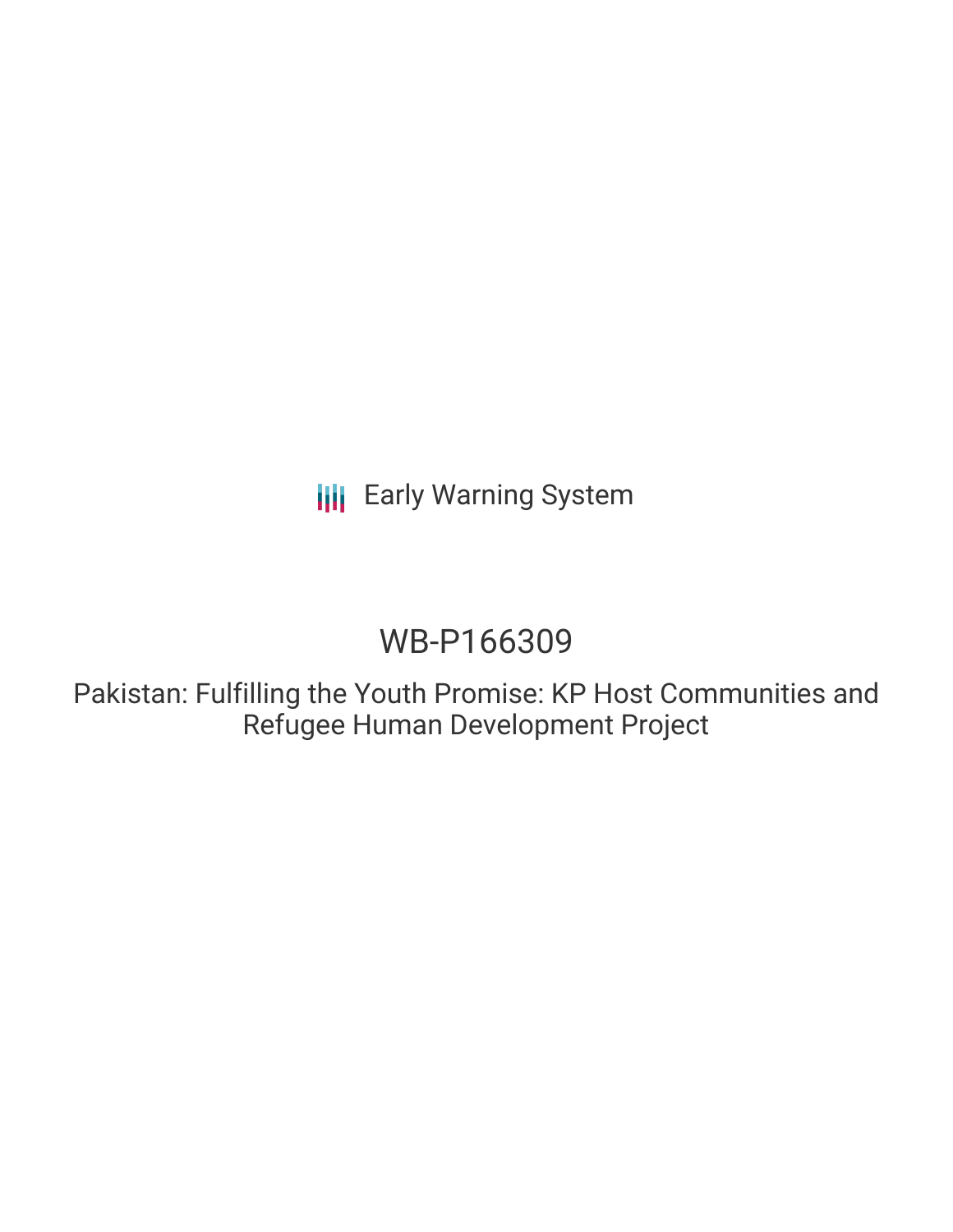Early Warning System

# WB-P166309

## Pakistan: Fulfilling the Youth Promise: KP Host Communities and Refugee Human Development Project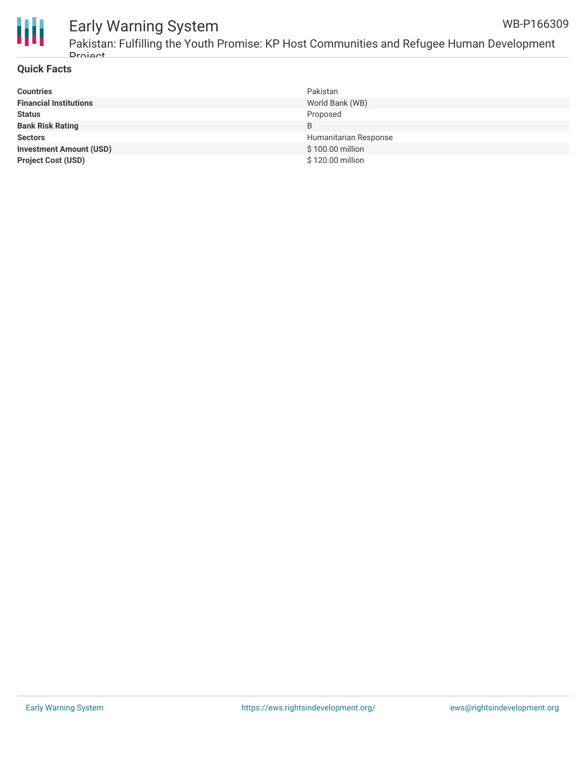## Quick Facts

| | |
|---|---|
| **Countries** | Pakistan |
| **Financial Institutions** | World Bank (WB) |
| **Status** | Proposed |
| **Bank Risk Rating** | B |
| **Sectors** | Humanitarian Response |
| **Investment Amount (USD)** | $ 100.00 million |
| **Project Cost (USD)** | $ 120.00 million |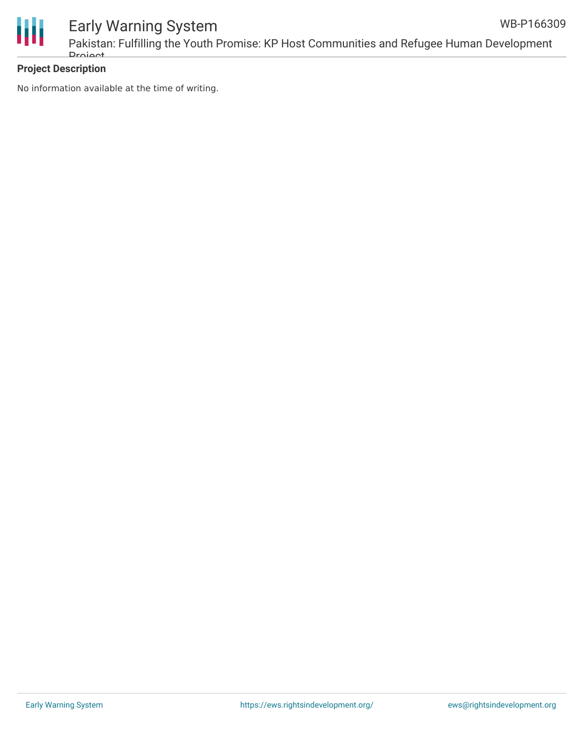**Project Description**

No information available at the time of writing.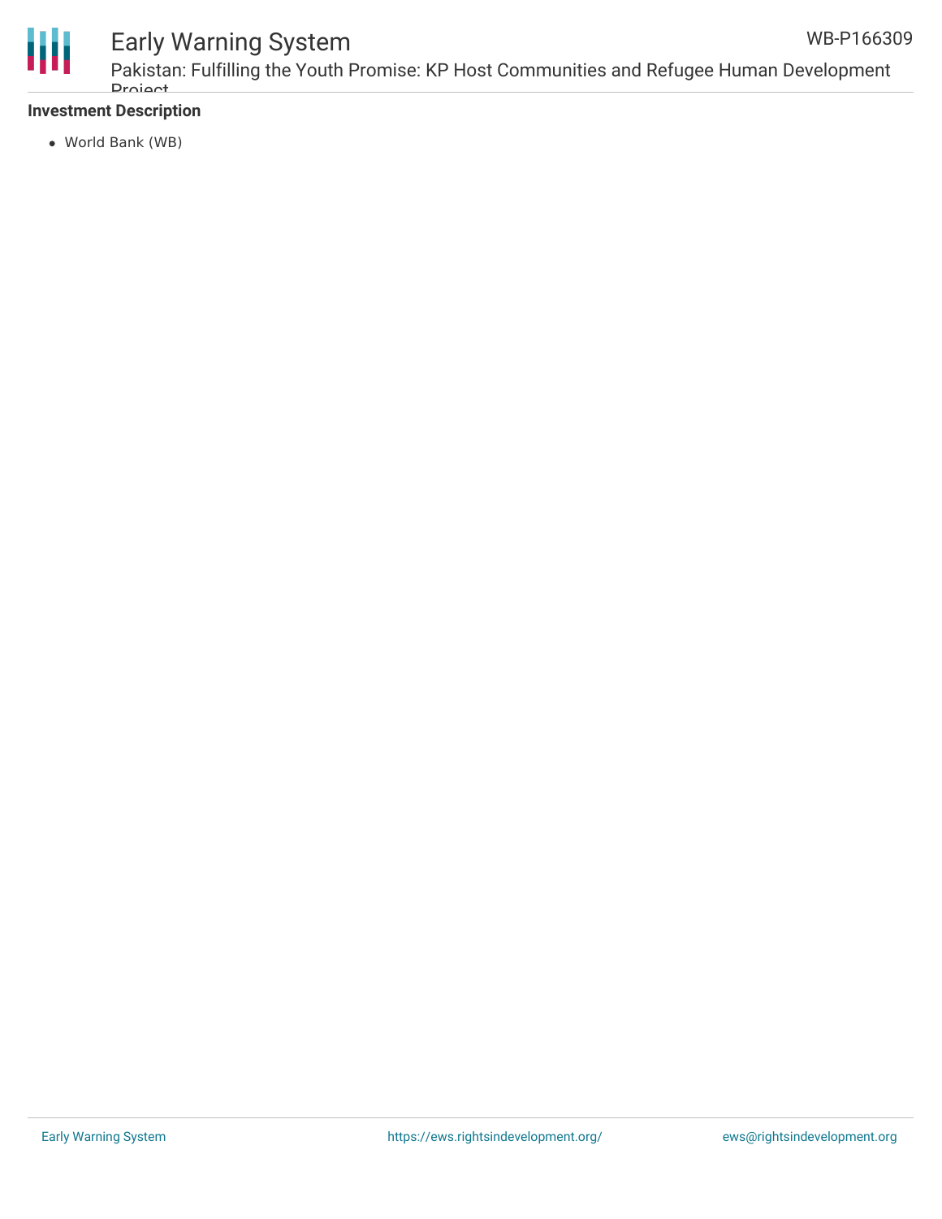**Investment Description**

- World Bank (WB)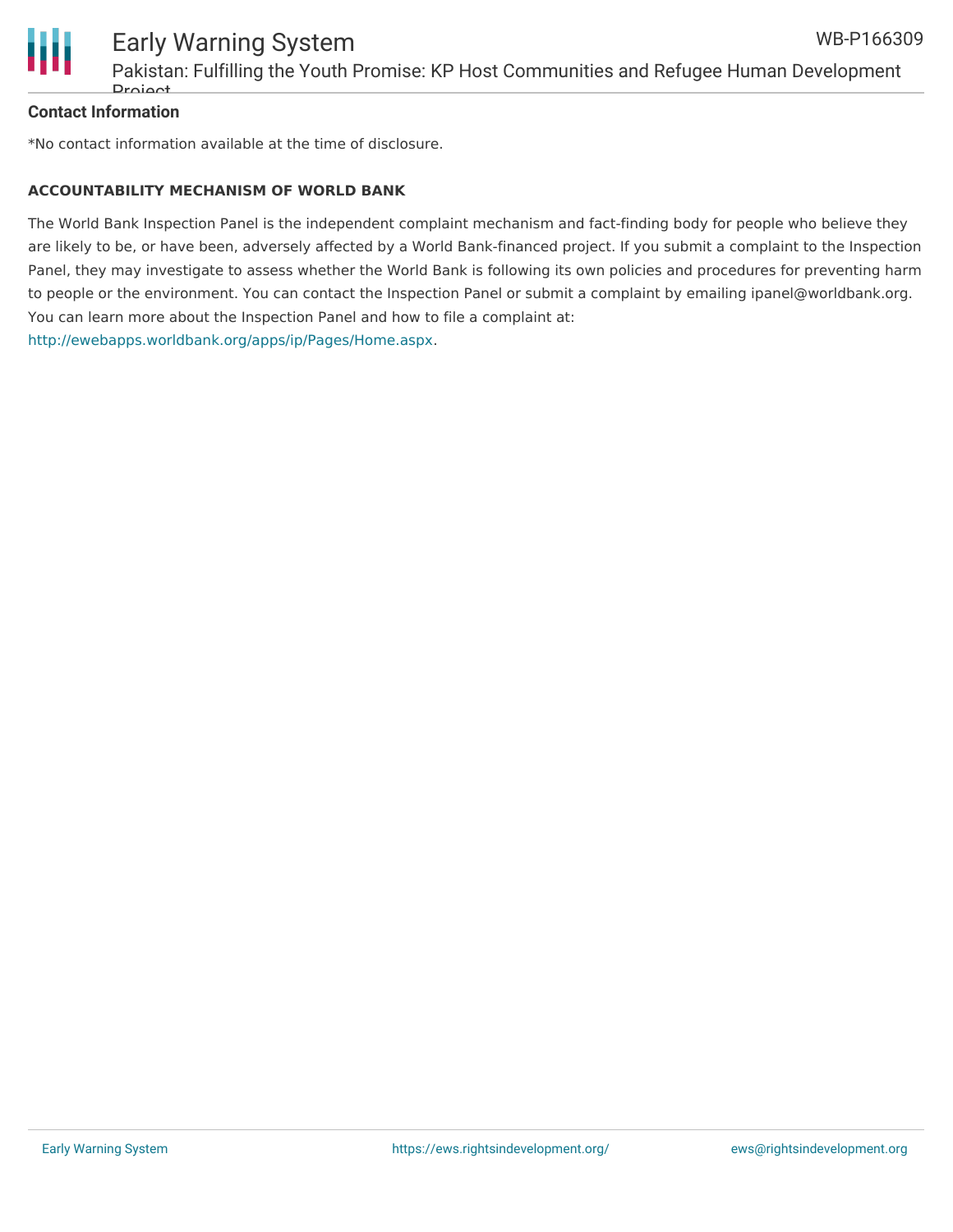### Contact Information

*No contact information available at the time of disclosure.

**ACCOUNTABILITY MECHANISM OF WORLD BANK**

The World Bank Inspection Panel is the independent complaint mechanism and fact-finding body for people who believe they are likely to be, or have been, adversely affected by a World Bank-financed project. If you submit a complaint to the Inspection Panel, they may investigate to assess whether the World Bank is following its own policies and procedures for preventing harm to people or the environment. You can contact the Inspection Panel or submit a complaint by emailing ipanel@worldbank.org. You can learn more about the Inspection Panel and how to file a complaint at: http://ewebapps.worldbank.org/apps/ip/Pages/Home.aspx.